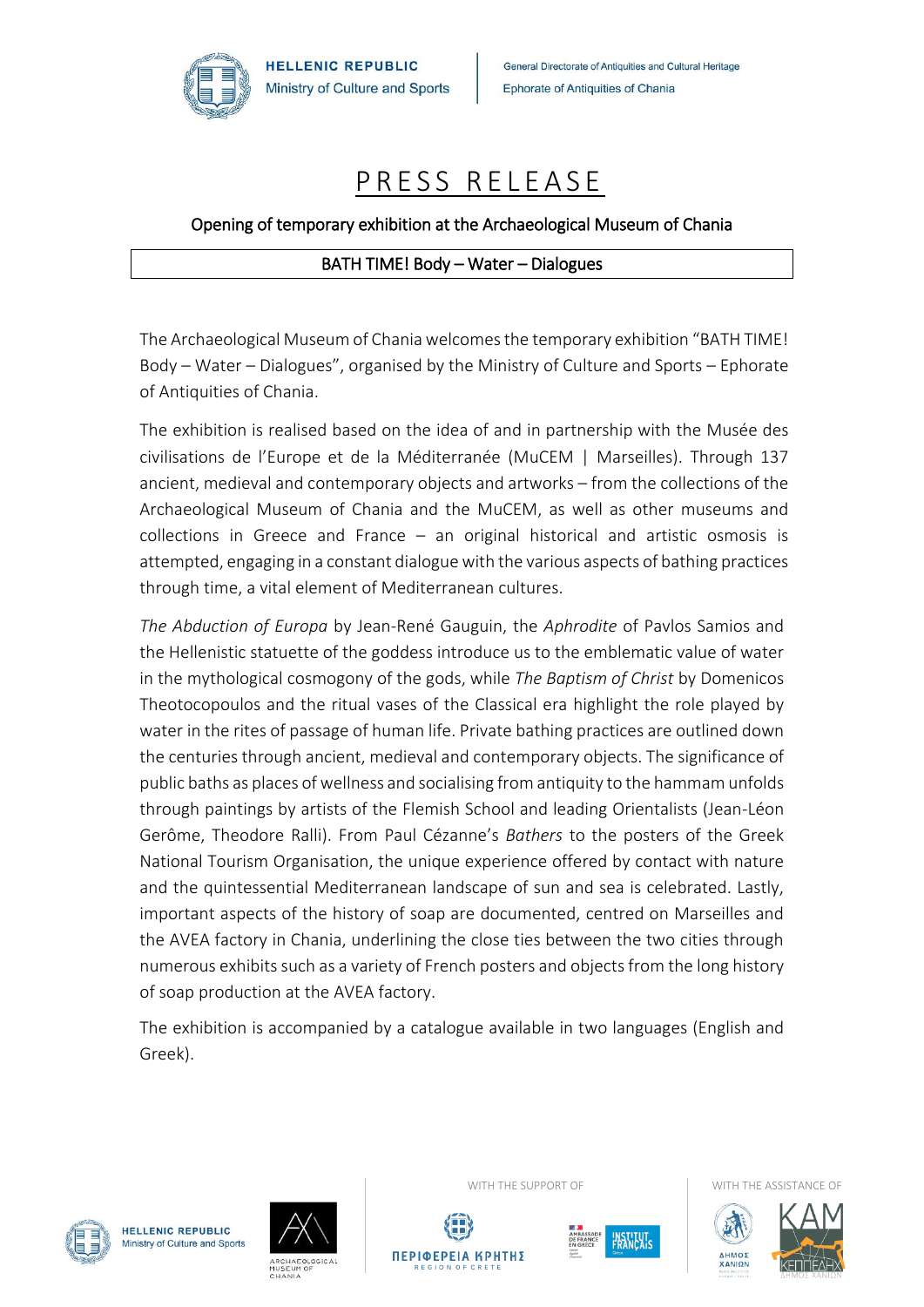HELLENIC REPUBLIC
Ministry of Culture and Sports

General Directorate of Antiquities and Cultural Heritage
Ephorate of Antiquities of Chania

# PRESS RELEASE

Opening of temporary exhibition at the Archaeological Museum of Chania

**BATH TIME! Body – Water – Dialogues**

The Archaeological Museum of Chania welcomes the temporary exhibition "BATH TIME! Body – Water – Dialogues", organised by the Ministry of Culture and Sports – Ephorate of Antiquities of Chania.

The exhibition is realised based on the idea of and in partnership with the Musée des civilisations de l'Europe et de la Méditerranée (MuCEM | Marseilles). Through 137 ancient, medieval and contemporary objects and artworks – from the collections of the Archaeological Museum of Chania and the MuCEM, as well as other museums and collections in Greece and France – an original historical and artistic osmosis is attempted, engaging in a constant dialogue with the various aspects of bathing practices through time, a vital element of Mediterranean cultures.

*The Abduction of Europa* by Jean-René Gauguin, the *Aphrodite* of Pavlos Samios and the Hellenistic statuette of the goddess introduce us to the emblematic value of water in the mythological cosmogony of the gods, while *The Baptism of Christ* by Domenicos Theotocopoulos and the ritual vases of the Classical era highlight the role played by water in the rites of passage of human life. Private bathing practices are outlined down the centuries through ancient, medieval and contemporary objects. The significance of public baths as places of wellness and socialising from antiquity to the hammam unfolds through paintings by artists of the Flemish School and leading Orientalists (Jean-Léon Gerôme, Theodore Ralli). From Paul Cézanne's *Bathers* to the posters of the Greek National Tourism Organisation, the unique experience offered by contact with nature and the quintessential Mediterranean landscape of sun and sea is celebrated. Lastly, important aspects of the history of soap are documented, centred on Marseilles and the AVEA factory in Chania, underlining the close ties between the two cities through numerous exhibits such as a variety of French posters and objects from the long history of soap production at the AVEA factory.

The exhibition is accompanied by a catalogue available in two languages (English and Greek).

HELLENIC REPUBLIC
Ministry of Culture and Sports

ARCHAEOLOGICAL MUSEUM OF CHANIA

WITH THE SUPPORT OF

ΠΕΡΙΦΕΡΕΙΑ ΚΡΗΤΗΣ
REGION OF CRETE

AMBASSADE DE FRANCE EN GRÈCE

INSTITUT FRANÇAIS

WITH THE ASSISTANCE OF

ΔΗΜΟΣ ΧΑΝΙΩΝ

KAM

ΚΕΠΠΕΔΗΧ
ΔΗΜΟΣ ΧΑΝΙΩΝ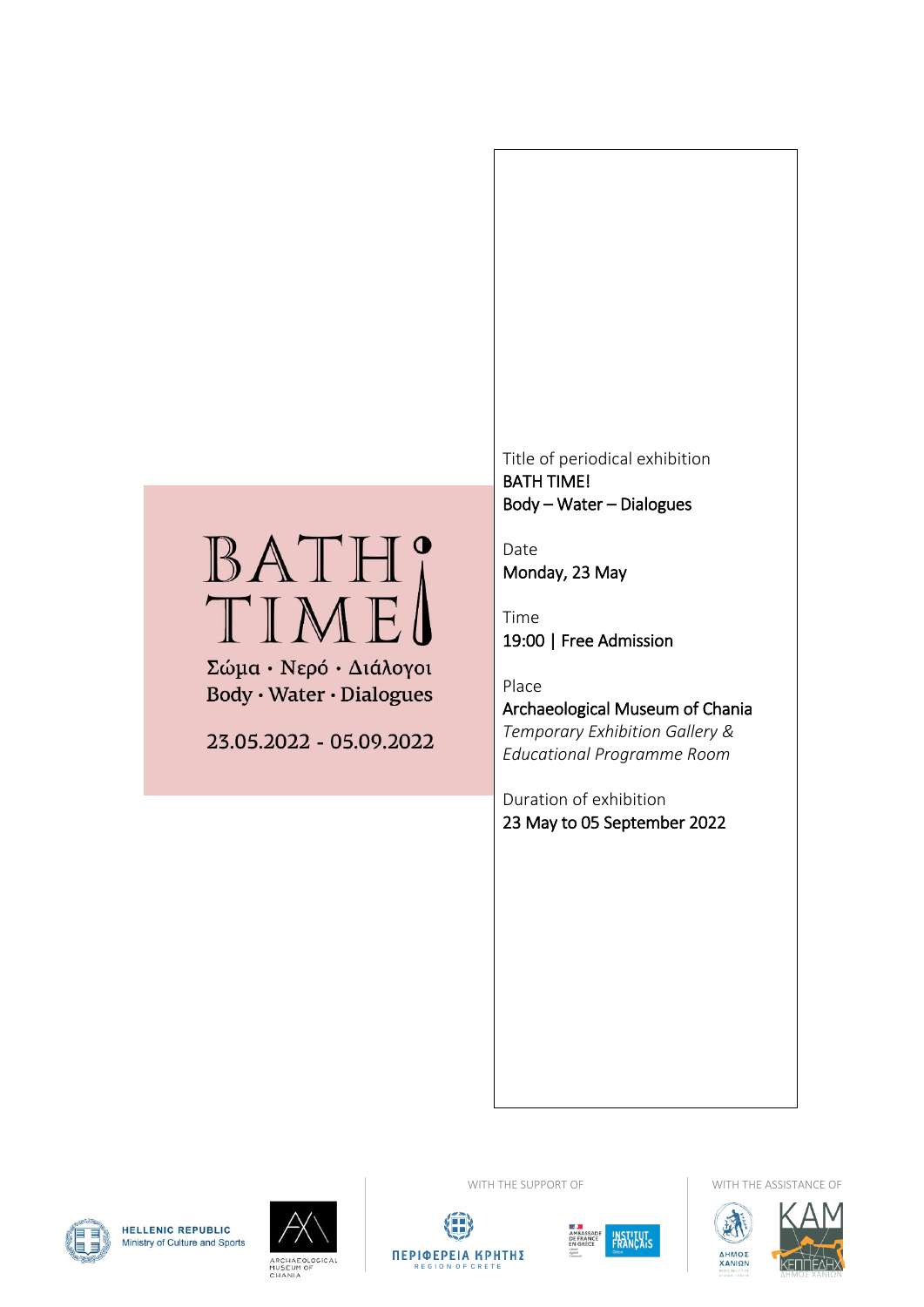BATH TIME

Σώμα · Νερό · Διάλογοι

Body · Water · Dialogues

23.05.2022 - 05.09.2022

Title of periodical exhibition
**BATH TIME!**
**Body – Water – Dialogues**

Date
**Monday, 23 May**

Time
**19:00 | Free Admission**

Place
**Archaeological Museum of Chania**
*Temporary Exhibition Gallery &*
*Educational Programme Room*

Duration of exhibition
**23 May to 05 September 2022**

HELLENIC REPUBLIC
Ministry of Culture and Sports

ARCHAEOLOGICAL MUSEUM OF CHANIA

WITH THE SUPPORT OF

ΠΕΡΙΦΕΡΕΙΑ ΚΡΗΤΗΣ
REGION OF CRETE

AMBASSADE DE FRANCE EN GRÈCE

INSTITUT FRANÇAIS

WITH THE ASSISTANCE OF

ΔΗΜΟΣ ΧΑΝΙΩΝ

ΚΑΜ ΚΕΠΠΕΔΗΧ ΔΗΜΟΣ ΧΑΝΙΩΝ